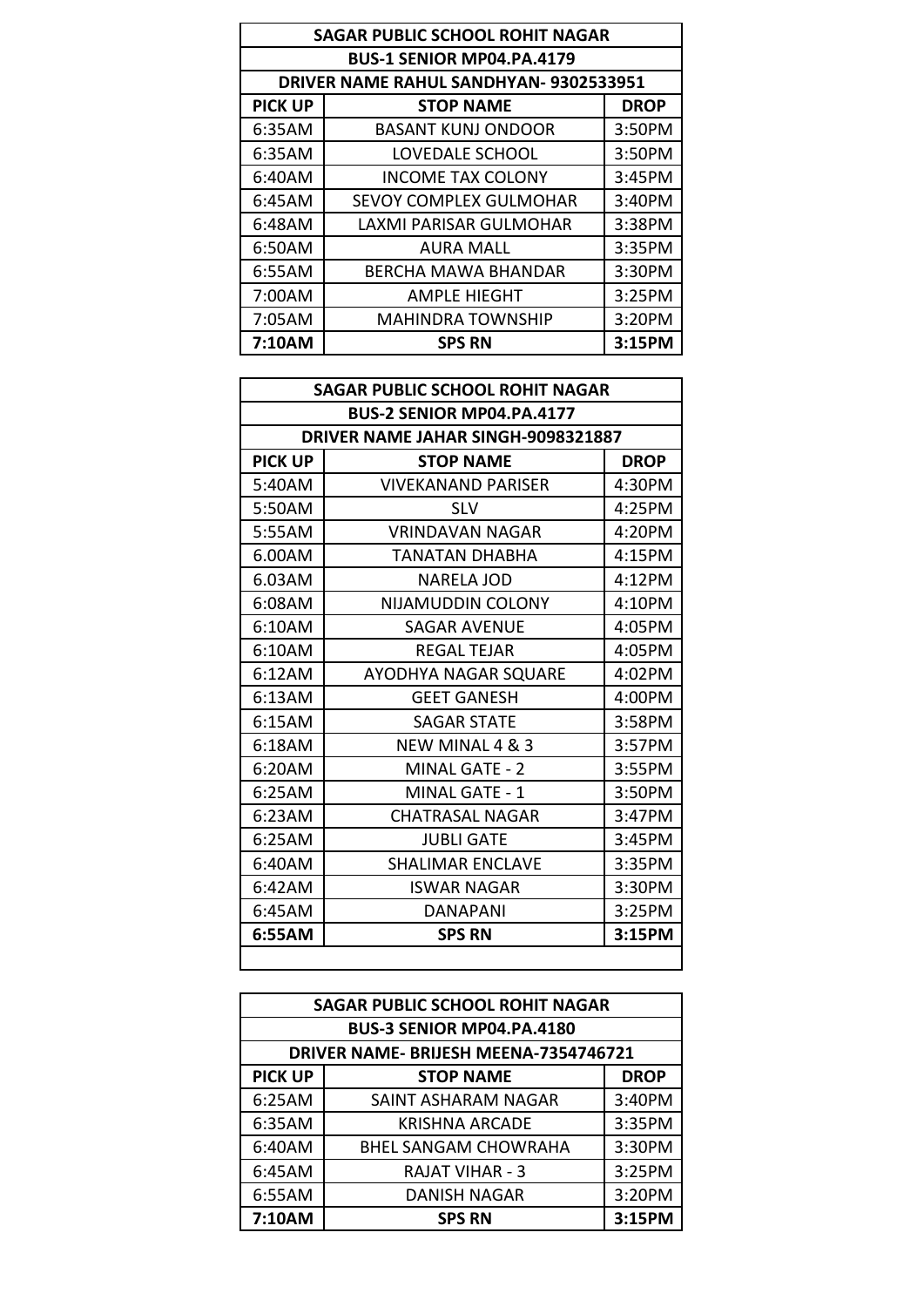| SAGAR PUBLIC SCHOOL ROHIT NAGAR | | |
|---|---|---|
| BUS-1 SENIOR MP04.PA.4179 | | |
| DRIVER NAME RAHUL SANDHYAN- 9302533951 | | |
| PICK UP | STOP NAME | DROP |
| 6:35AM | BASANT KUNJ ONDOOR | 3:50PM |
| 6:35AM | LOVEDALE SCHOOL | 3:50PM |
| 6:40AM | INCOME TAX COLONY | 3:45PM |
| 6:45AM | SEVOY COMPLEX GULMOHAR | 3:40PM |
| 6:48AM | LAXMI PARISAR GULMOHAR | 3:38PM |
| 6:50AM | AURA MALL | 3:35PM |
| 6:55AM | BERCHA MAWA BHANDAR | 3:30PM |
| 7:00AM | AMPLE HIEGHT | 3:25PM |
| 7:05AM | MAHINDRA TOWNSHIP | 3:20PM |
| **7:10AM** | **SPS RN** | **3:15PM** |

| SAGAR PUBLIC SCHOOL ROHIT NAGAR | | |
|---|---|---|
| BUS-2 SENIOR MP04.PA.4177 | | |
| DRIVER NAME JAHAR SINGH-9098321887 | | |
| PICK UP | STOP NAME | DROP |
| 5:40AM | VIVEKANAND PARISER | 4:30PM |
| 5:50AM | SLV | 4:25PM |
| 5:55AM | VRINDAVAN NAGAR | 4:20PM |
| 6.00AM | TANATAN DHABHA | 4:15PM |
| 6.03AM | NARELA JOD | 4:12PM |
| 6:08AM | NIJAMUDDIN COLONY | 4:10PM |
| 6:10AM | SAGAR AVENUE | 4:05PM |
| 6:10AM | REGAL TEJAR | 4:05PM |
| 6:12AM | AYODHYA NAGAR SQUARE | 4:02PM |
| 6:13AM | GEET GANESH | 4:00PM |
| 6:15AM | SAGAR STATE | 3:58PM |
| 6:18AM | NEW MINAL 4 & 3 | 3:57PM |
| 6:20AM | MINAL GATE - 2 | 3:55PM |
| 6:25AM | MINAL GATE - 1 | 3:50PM |
| 6:23AM | CHATRASAL NAGAR | 3:47PM |
| 6:25AM | JUBLI GATE | 3:45PM |
| 6:40AM | SHALIMAR ENCLAVE | 3:35PM |
| 6:42AM | ISWAR NAGAR | 3:30PM |
| 6:45AM | DANAPANI | 3:25PM |
| **6:55AM** | **SPS RN** | **3:15PM** |

| SAGAR PUBLIC SCHOOL ROHIT NAGAR | | |
|---|---|---|
| BUS-3 SENIOR MP04.PA.4180 | | |
| DRIVER NAME- BRIJESH MEENA-7354746721 | | |
| PICK UP | STOP NAME | DROP |
| 6:25AM | SAINT ASHARAM NAGAR | 3:40PM |
| 6:35AM | KRISHNA ARCADE | 3:35PM |
| 6:40AM | BHEL SANGAM CHOWRAHA | 3:30PM |
| 6:45AM | RAJAT VIHAR - 3 | 3:25PM |
| 6:55AM | DANISH NAGAR | 3:20PM |
| **7:10AM** | **SPS RN** | **3:15PM** |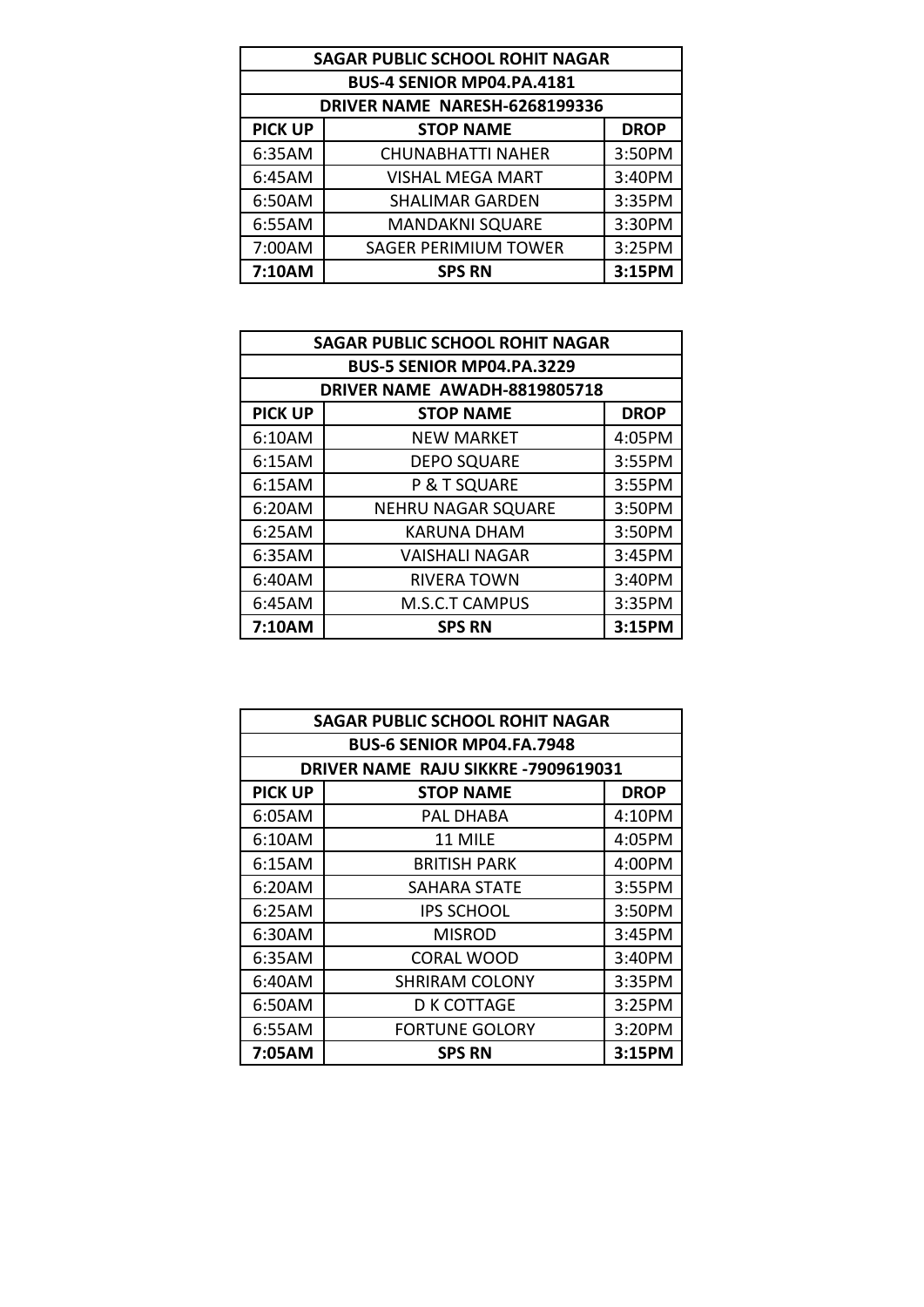| SAGAR PUBLIC SCHOOL ROHIT NAGAR | | |
|---|---|---|
| BUS-4 SENIOR MP04.PA.4181 | | |
| DRIVER NAME NARESH-6268199336 | | |
| **PICK UP** | **STOP NAME** | **DROP** |
| 6:35AM | CHUNABHATTI NAHER | 3:50PM |
| 6:45AM | VISHAL MEGA MART | 3:40PM |
| 6:50AM | SHALIMAR GARDEN | 3:35PM |
| 6:55AM | MANDAKNI SQUARE | 3:30PM |
| 7:00AM | SAGER PERIMIUM TOWER | 3:25PM |
| **7:10AM** | **SPS RN** | **3:15PM** |

| SAGAR PUBLIC SCHOOL ROHIT NAGAR | | |
|---|---|---|
| BUS-5 SENIOR MP04.PA.3229 | | |
| DRIVER NAME AWADH-8819805718 | | |
| **PICK UP** | **STOP NAME** | **DROP** |
| 6:10AM | NEW MARKET | 4:05PM |
| 6:15AM | DEPO SQUARE | 3:55PM |
| 6:15AM | P & T SQUARE | 3:55PM |
| 6:20AM | NEHRU NAGAR SQUARE | 3:50PM |
| 6:25AM | KARUNA DHAM | 3:50PM |
| 6:35AM | VAISHALI NAGAR | 3:45PM |
| 6:40AM | RIVERA TOWN | 3:40PM |
| 6:45AM | M.S.C.T CAMPUS | 3:35PM |
| **7:10AM** | **SPS RN** | **3:15PM** |

| SAGAR PUBLIC SCHOOL ROHIT NAGAR | | |
|---|---|---|
| BUS-6 SENIOR MP04.FA.7948 | | |
| DRIVER NAME RAJU SIKKRE -7909619031 | | |
| **PICK UP** | **STOP NAME** | **DROP** |
| 6:05AM | PAL DHABA | 4:10PM |
| 6:10AM | 11 MILE | 4:05PM |
| 6:15AM | BRITISH PARK | 4:00PM |
| 6:20AM | SAHARA STATE | 3:55PM |
| 6:25AM | IPS SCHOOL | 3:50PM |
| 6:30AM | MISROD | 3:45PM |
| 6:35AM | CORAL WOOD | 3:40PM |
| 6:40AM | SHRIRAM COLONY | 3:35PM |
| 6:50AM | D K COTTAGE | 3:25PM |
| 6:55AM | FORTUNE GOLORY | 3:20PM |
| **7:05AM** | **SPS RN** | **3:15PM** |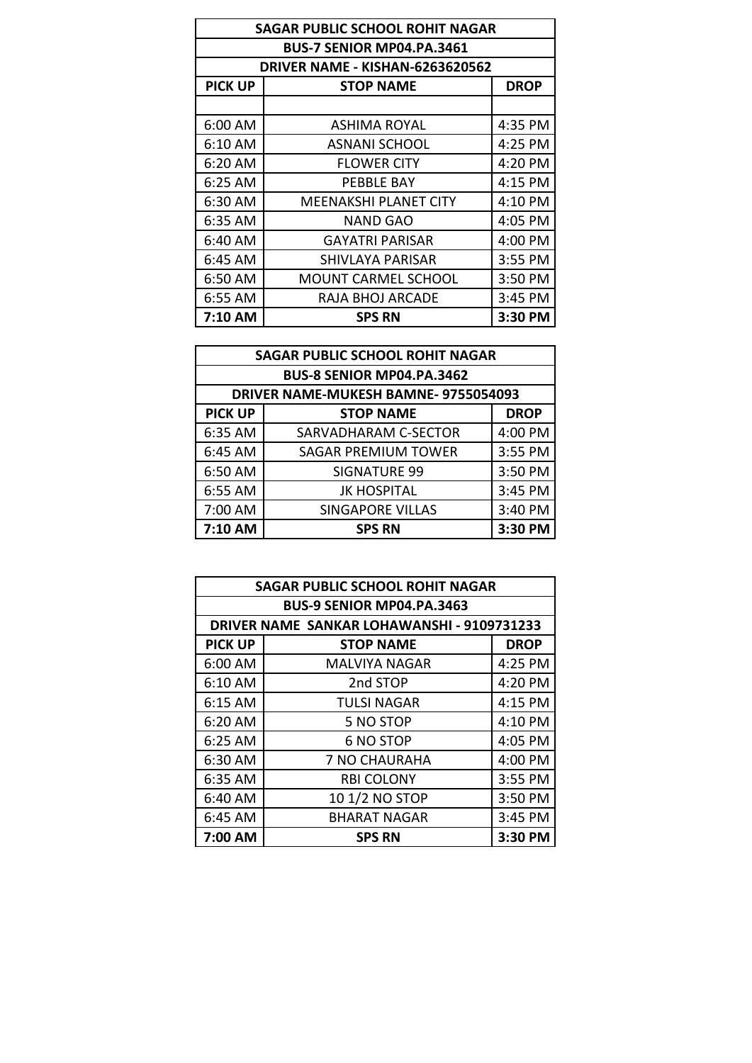| SAGAR PUBLIC SCHOOL ROHIT NAGAR | | |
|---|---|---|
| **BUS-7 SENIOR MP04.PA.3461** | | |
| **DRIVER NAME - KISHAN-6263620562** | | |
| **PICK UP** | **STOP NAME** | **DROP** |
| | | |
| 6:00 AM | ASHIMA ROYAL | 4:35 PM |
| 6:10 AM | ASNANI SCHOOL | 4:25 PM |
| 6:20 AM | FLOWER CITY | 4:20 PM |
| 6:25 AM | PEBBLE BAY | 4:15 PM |
| 6:30 AM | MEENAKSHI PLANET CITY | 4:10 PM |
| 6:35 AM | NAND GAO | 4:05 PM |
| 6:40 AM | GAYATRI PARISAR | 4:00 PM |
| 6:45 AM | SHIVLAYA PARISAR | 3:55 PM |
| 6:50 AM | MOUNT CARMEL SCHOOL | 3:50 PM |
| 6:55 AM | RAJA BHOJ ARCADE | 3:45 PM |
| **7:10 AM** | **SPS RN** | **3:30 PM** |

| SAGAR PUBLIC SCHOOL ROHIT NAGAR | | |
|---|---|---|
| **BUS-8 SENIOR MP04.PA.3462** | | |
| **DRIVER NAME-MUKESH BAMNE- 9755054093** | | |
| **PICK UP** | **STOP NAME** | **DROP** |
| 6:35 AM | SARVADHARAM C-SECTOR | 4:00 PM |
| 6:45 AM | SAGAR PREMIUM TOWER | 3:55 PM |
| 6:50 AM | SIGNATURE 99 | 3:50 PM |
| 6:55 AM | JK HOSPITAL | 3:45 PM |
| 7:00 AM | SINGAPORE VILLAS | 3:40 PM |
| **7:10 AM** | **SPS RN** | **3:30 PM** |

| SAGAR PUBLIC SCHOOL ROHIT NAGAR | | |
|---|---|---|
| **BUS-9 SENIOR MP04.PA.3463** | | |
| **DRIVER NAME SANKAR LOHAWANSHI - 9109731233** | | |
| **PICK UP** | **STOP NAME** | **DROP** |
| 6:00 AM | MALVIYA NAGAR | 4:25 PM |
| 6:10 AM | 2nd STOP | 4:20 PM |
| 6:15 AM | TULSI NAGAR | 4:15 PM |
| 6:20 AM | 5 NO STOP | 4:10 PM |
| 6:25 AM | 6 NO STOP | 4:05 PM |
| 6:30 AM | 7 NO CHAURAHA | 4:00 PM |
| 6:35 AM | RBI COLONY | 3:55 PM |
| 6:40 AM | 10 1/2 NO STOP | 3:50 PM |
| 6:45 AM | BHARAT NAGAR | 3:45 PM |
| **7:00 AM** | **SPS RN** | **3:30 PM** |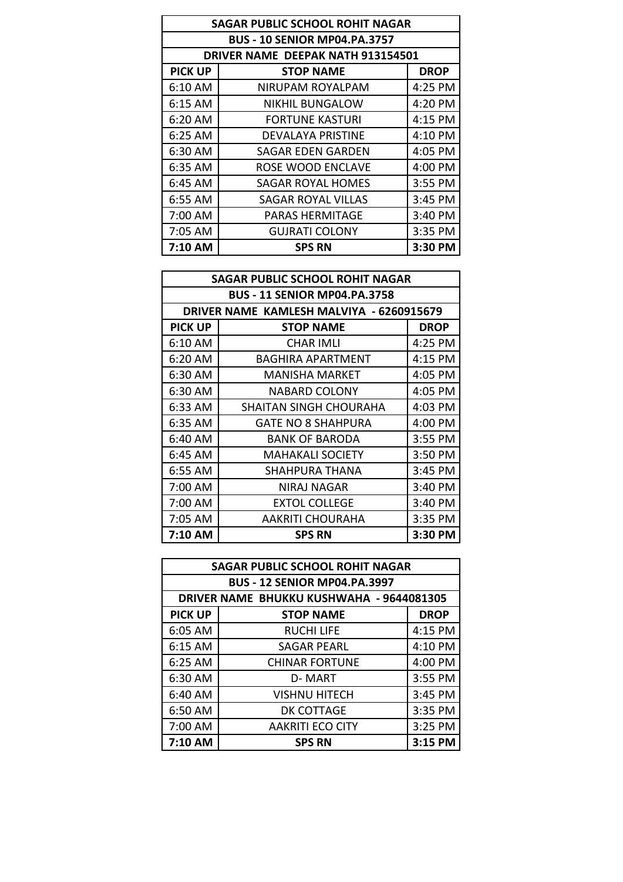| SAGAR PUBLIC SCHOOL ROHIT NAGAR | | |
|---|---|---|
| BUS - 10 SENIOR MP04.PA.3757 | | |
| DRIVER NAME DEEPAK NATH 913154501 | | |
| **PICK UP** | **STOP NAME** | **DROP** |
| 6:10 AM | NIRUPAM ROYALPAM | 4:25 PM |
| 6:15 AM | NIKHIL BUNGALOW | 4:20 PM |
| 6:20 AM | FORTUNE KASTURI | 4:15 PM |
| 6:25 AM | DEVALAYA PRISTINE | 4:10 PM |
| 6:30 AM | SAGAR EDEN GARDEN | 4:05 PM |
| 6:35 AM | ROSE WOOD ENCLAVE | 4:00 PM |
| 6:45 AM | SAGAR ROYAL HOMES | 3:55 PM |
| 6:55 AM | SAGAR ROYAL VILLAS | 3:45 PM |
| 7:00 AM | PARAS HERMITAGE | 3:40 PM |
| 7:05 AM | GUJRATI COLONY | 3:35 PM |
| **7:10 AM** | **SPS RN** | **3:30 PM** |

| SAGAR PUBLIC SCHOOL ROHIT NAGAR | | |
|---|---|---|
| BUS - 11 SENIOR MP04.PA.3758 | | |
| DRIVER NAME KAMLESH MALVIYA - 6260915679 | | |
| **PICK UP** | **STOP NAME** | **DROP** |
| 6:10 AM | CHAR IMLI | 4:25 PM |
| 6:20 AM | BAGHIRA APARTMENT | 4:15 PM |
| 6:30 AM | MANISHA MARKET | 4:05 PM |
| 6:30 AM | NABARD COLONY | 4:05 PM |
| 6:33 AM | SHAITAN SINGH CHOURAHA | 4:03 PM |
| 6:35 AM | GATE NO 8 SHAHPURA | 4:00 PM |
| 6:40 AM | BANK OF BARODA | 3:55 PM |
| 6:45 AM | MAHAKALI SOCIETY | 3:50 PM |
| 6:55 AM | SHAHPURA THANA | 3:45 PM |
| 7:00 AM | NIRAJ NAGAR | 3:40 PM |
| 7:00 AM | EXTOL COLLEGE | 3:40 PM |
| 7:05 AM | AAKRITI CHOURAHA | 3:35 PM |
| **7:10 AM** | **SPS RN** | **3:30 PM** |

| SAGAR PUBLIC SCHOOL ROHIT NAGAR | | |
|---|---|---|
| BUS - 12 SENIOR MP04.PA.3997 | | |
| DRIVER NAME BHUKKU KUSHWAHA - 9644081305 | | |
| **PICK UP** | **STOP NAME** | **DROP** |
| 6:05 AM | RUCHI LIFE | 4:15 PM |
| 6:15 AM | SAGAR PEARL | 4:10 PM |
| 6:25 AM | CHINAR FORTUNE | 4:00 PM |
| 6:30 AM | D- MART | 3:55 PM |
| 6:40 AM | VISHNU HITECH | 3:45 PM |
| 6:50 AM | DK COTTAGE | 3:35 PM |
| 7:00 AM | AAKRITI ECO CITY | 3:25 PM |
| **7:10 AM** | **SPS RN** | **3:15 PM** |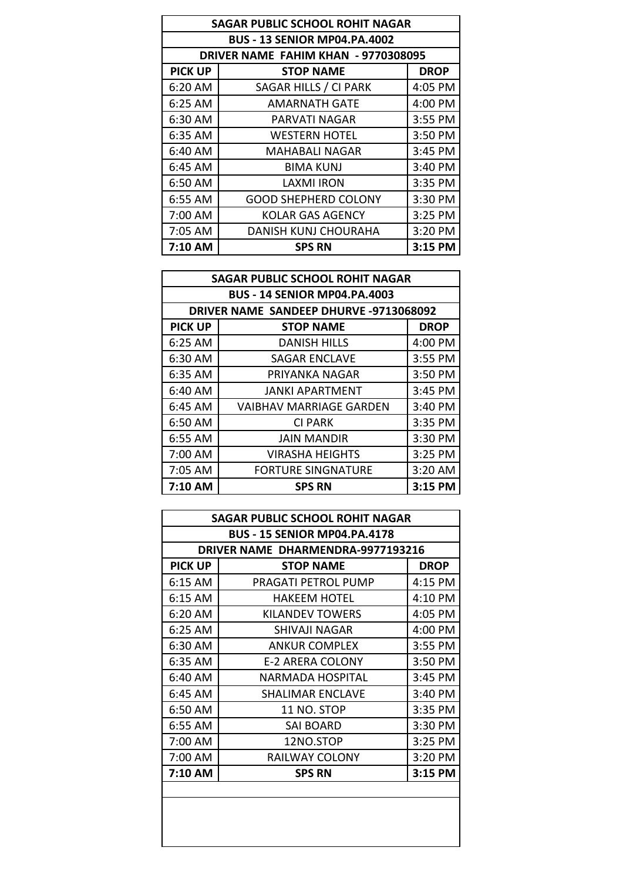| SAGAR PUBLIC SCHOOL ROHIT NAGAR | | |
|---|---|---|
| BUS - 13 SENIOR MP04.PA.4002 | | |
| DRIVER NAME FAHIM KHAN - 9770308095 | | |
| **PICK UP** | **STOP NAME** | **DROP** |
| 6:20 AM | SAGAR HILLS / CI PARK | 4:05 PM |
| 6:25 AM | AMARNATH GATE | 4:00 PM |
| 6:30 AM | PARVATI NAGAR | 3:55 PM |
| 6:35 AM | WESTERN HOTEL | 3:50 PM |
| 6:40 AM | MAHABALI NAGAR | 3:45 PM |
| 6:45 AM | BIMA KUNJ | 3:40 PM |
| 6:50 AM | LAXMI IRON | 3:35 PM |
| 6:55 AM | GOOD SHEPHERD COLONY | 3:30 PM |
| 7:00 AM | KOLAR GAS AGENCY | 3:25 PM |
| 7:05 AM | DANISH KUNJ CHOURAHA | 3:20 PM |
| **7:10 AM** | **SPS RN** | **3:15 PM** |

| SAGAR PUBLIC SCHOOL ROHIT NAGAR | | |
|---|---|---|
| BUS - 14 SENIOR MP04.PA.4003 | | |
| DRIVER NAME SANDEEP DHURVE -9713068092 | | |
| **PICK UP** | **STOP NAME** | **DROP** |
| 6:25 AM | DANISH HILLS | 4:00 PM |
| 6:30 AM | SAGAR ENCLAVE | 3:55 PM |
| 6:35 AM | PRIYANKA NAGAR | 3:50 PM |
| 6:40 AM | JANKI APARTMENT | 3:45 PM |
| 6:45 AM | VAIBHAV MARRIAGE GARDEN | 3:40 PM |
| 6:50 AM | CI PARK | 3:35 PM |
| 6:55 AM | JAIN MANDIR | 3:30 PM |
| 7:00 AM | VIRASHA HEIGHTS | 3:25 PM |
| 7:05 AM | FORTURE SINGNATURE | 3:20 AM |
| **7:10 AM** | **SPS RN** | **3:15 PM** |

| SAGAR PUBLIC SCHOOL ROHIT NAGAR | | |
|---|---|---|
| BUS - 15 SENIOR MP04.PA.4178 | | |
| DRIVER NAME DHARMENDRA-9977193216 | | |
| **PICK UP** | **STOP NAME** | **DROP** |
| 6:15 AM | PRAGATI PETROL PUMP | 4:15 PM |
| 6:15 AM | HAKEEM HOTEL | 4:10 PM |
| 6:20 AM | KILANDEV TOWERS | 4:05 PM |
| 6:25 AM | SHIVAJI NAGAR | 4:00 PM |
| 6:30 AM | ANKUR COMPLEX | 3:55 PM |
| 6:35 AM | E-2 ARERA COLONY | 3:50 PM |
| 6:40 AM | NARMADA HOSPITAL | 3:45 PM |
| 6:45 AM | SHALIMAR ENCLAVE | 3:40 PM |
| 6:50 AM | 11 NO. STOP | 3:35 PM |
| 6:55 AM | SAI BOARD | 3:30 PM |
| 7:00 AM | 12NO.STOP | 3:25 PM |
| 7:00 AM | RAILWAY COLONY | 3:20 PM |
| **7:10 AM** | **SPS RN** | **3:15 PM** |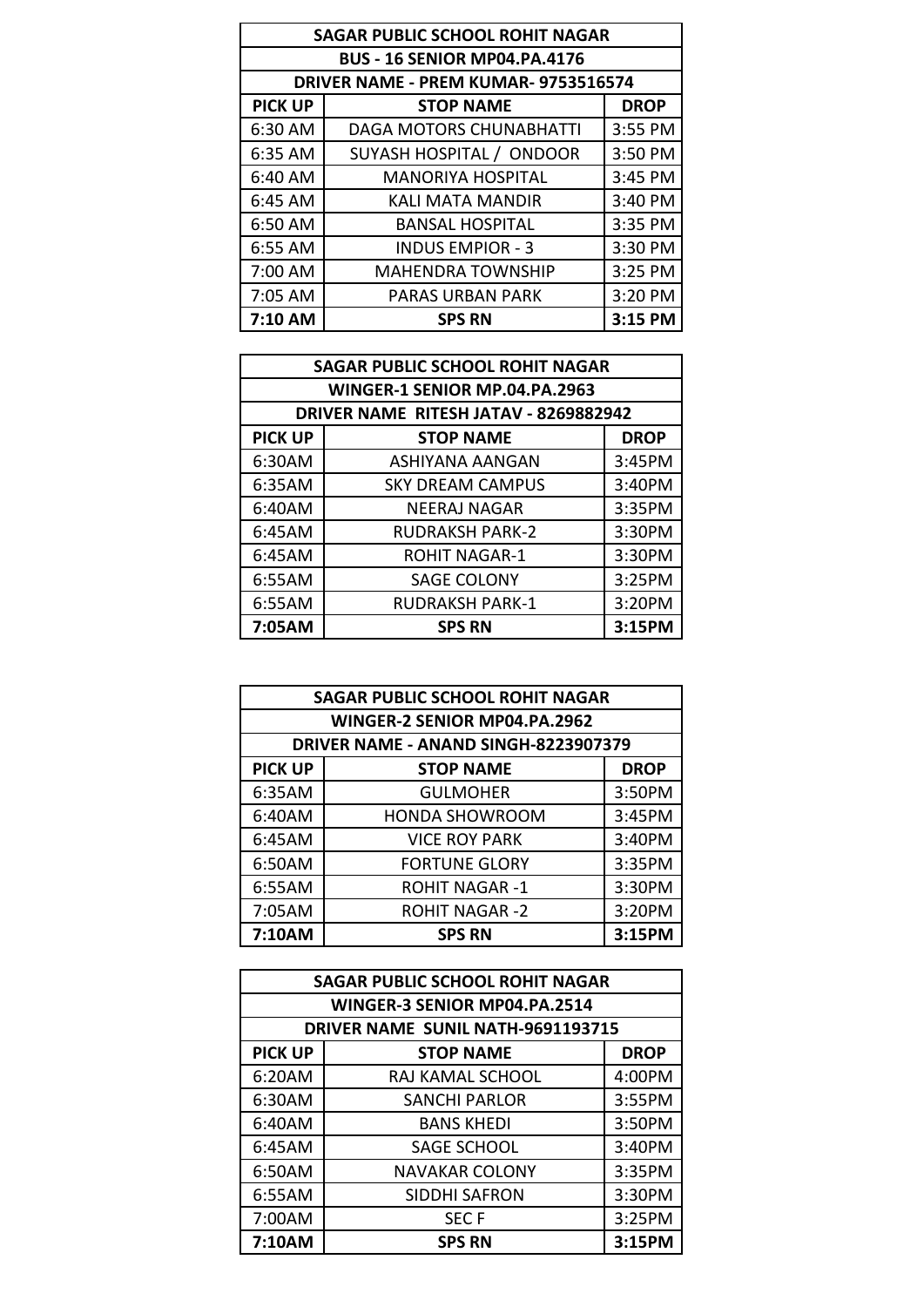| SAGAR PUBLIC SCHOOL ROHIT NAGAR | | |
|---|---|---|
| BUS - 16 SENIOR MP04.PA.4176 | | |
| DRIVER NAME - PREM KUMAR- 9753516574 | | |
| **PICK UP** | **STOP NAME** | **DROP** |
| 6:30 AM | DAGA MOTORS CHUNABHATTI | 3:55 PM |
| 6:35 AM | SUYASH HOSPITAL / ONDOOR | 3:50 PM |
| 6:40 AM | MANORIYA HOSPITAL | 3:45 PM |
| 6:45 AM | KALI MATA MANDIR | 3:40 PM |
| 6:50 AM | BANSAL HOSPITAL | 3:35 PM |
| 6:55 AM | INDUS EMPIOR - 3 | 3:30 PM |
| 7:00 AM | MAHENDRA TOWNSHIP | 3:25 PM |
| 7:05 AM | PARAS URBAN PARK | 3:20 PM |
| **7:10 AM** | **SPS RN** | **3:15 PM** |

| SAGAR PUBLIC SCHOOL ROHIT NAGAR | | |
|---|---|---|
| WINGER-1 SENIOR MP.04.PA.2963 | | |
| DRIVER NAME RITESH JATAV - 8269882942 | | |
| **PICK UP** | **STOP NAME** | **DROP** |
| 6:30AM | ASHIYANA AANGAN | 3:45PM |
| 6:35AM | SKY DREAM CAMPUS | 3:40PM |
| 6:40AM | NEERAJ NAGAR | 3:35PM |
| 6:45AM | RUDRAKSH PARK-2 | 3:30PM |
| 6:45AM | ROHIT NAGAR-1 | 3:30PM |
| 6:55AM | SAGE COLONY | 3:25PM |
| 6:55AM | RUDRAKSH PARK-1 | 3:20PM |
| **7:05AM** | **SPS RN** | **3:15PM** |

| SAGAR PUBLIC SCHOOL ROHIT NAGAR | | |
|---|---|---|
| WINGER-2 SENIOR MP04.PA.2962 | | |
| DRIVER NAME - ANAND SINGH-8223907379 | | |
| **PICK UP** | **STOP NAME** | **DROP** |
| 6:35AM | GULMOHER | 3:50PM |
| 6:40AM | HONDA SHOWROOM | 3:45PM |
| 6:45AM | VICE ROY PARK | 3:40PM |
| 6:50AM | FORTUNE GLORY | 3:35PM |
| 6:55AM | ROHIT NAGAR -1 | 3:30PM |
| 7:05AM | ROHIT NAGAR -2 | 3:20PM |
| **7:10AM** | **SPS RN** | **3:15PM** |

| SAGAR PUBLIC SCHOOL ROHIT NAGAR | | |
|---|---|---|
| WINGER-3 SENIOR MP04.PA.2514 | | |
| DRIVER NAME SUNIL NATH-9691193715 | | |
| **PICK UP** | **STOP NAME** | **DROP** |
| 6:20AM | RAJ KAMAL SCHOOL | 4:00PM |
| 6:30AM | SANCHI PARLOR | 3:55PM |
| 6:40AM | BANS KHEDI | 3:50PM |
| 6:45AM | SAGE SCHOOL | 3:40PM |
| 6:50AM | NAVAKAR COLONY | 3:35PM |
| 6:55AM | SIDDHI SAFRON | 3:30PM |
| 7:00AM | SEC F | 3:25PM |
| **7:10AM** | **SPS RN** | **3:15PM** |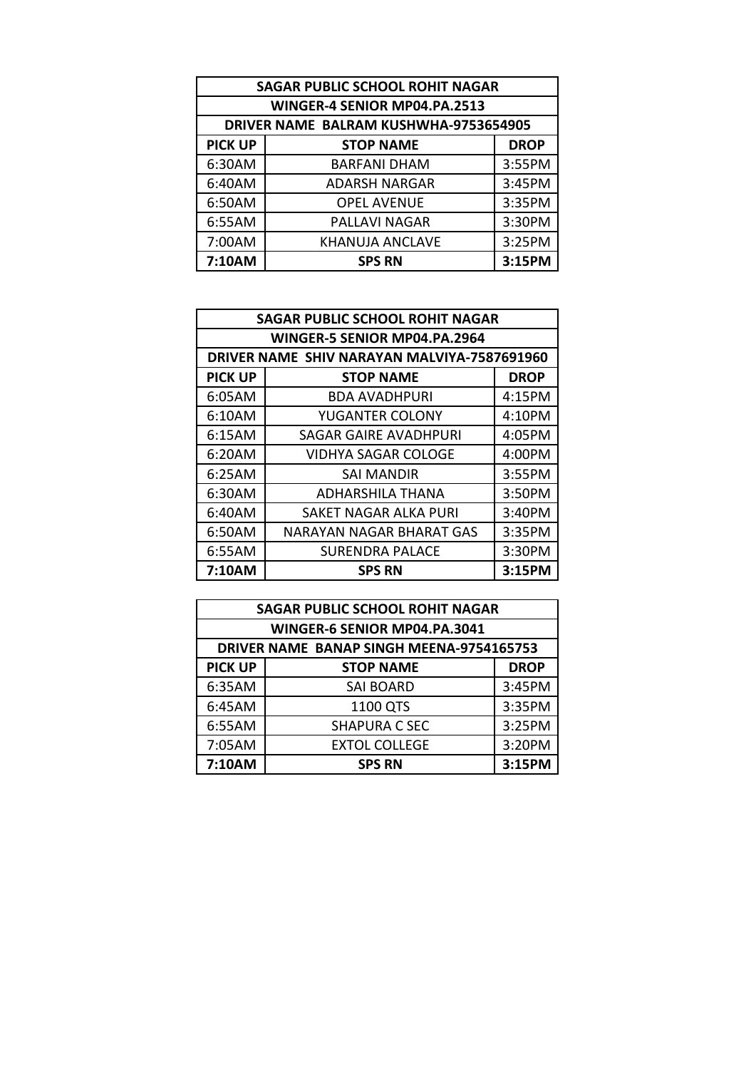| SAGAR PUBLIC SCHOOL ROHIT NAGAR | | |
|---|---|---|
| **WINGER-4 SENIOR MP04.PA.2513** | | |
| **DRIVER NAME BALRAM KUSHWHA-9753654905** | | |
| **PICK UP** | **STOP NAME** | **DROP** |
| 6:30AM | BARFANI DHAM | 3:55PM |
| 6:40AM | ADARSH NARGAR | 3:45PM |
| 6:50AM | OPEL AVENUE | 3:35PM |
| 6:55AM | PALLAVI NAGAR | 3:30PM |
| 7:00AM | KHANUJA ANCLAVE | 3:25PM |
| **7:10AM** | **SPS RN** | **3:15PM** |

| SAGAR PUBLIC SCHOOL ROHIT NAGAR | | |
|---|---|---|
| **WINGER-5 SENIOR MP04.PA.2964** | | |
| **DRIVER NAME SHIV NARAYAN MALVIYA-7587691960** | | |
| **PICK UP** | **STOP NAME** | **DROP** |
| 6:05AM | BDA AVADHPURI | 4:15PM |
| 6:10AM | YUGANTER COLONY | 4:10PM |
| 6:15AM | SAGAR GAIRE AVADHPURI | 4:05PM |
| 6:20AM | VIDHYA SAGAR COLOGE | 4:00PM |
| 6:25AM | SAI MANDIR | 3:55PM |
| 6:30AM | ADHARSHILA THANA | 3:50PM |
| 6:40AM | SAKET NAGAR ALKA PURI | 3:40PM |
| 6:50AM | NARAYAN NAGAR BHARAT GAS | 3:35PM |
| 6:55AM | SURENDRA PALACE | 3:30PM |
| **7:10AM** | **SPS RN** | **3:15PM** |

| SAGAR PUBLIC SCHOOL ROHIT NAGAR | | |
|---|---|---|
| **WINGER-6 SENIOR MP04.PA.3041** | | |
| **DRIVER NAME BANAP SINGH MEENA-9754165753** | | |
| **PICK UP** | **STOP NAME** | **DROP** |
| 6:35AM | SAI BOARD | 3:45PM |
| 6:45AM | 1100 QTS | 3:35PM |
| 6:55AM | SHAPURA C SEC | 3:25PM |
| 7:05AM | EXTOL COLLEGE | 3:20PM |
| **7:10AM** | **SPS RN** | **3:15PM** |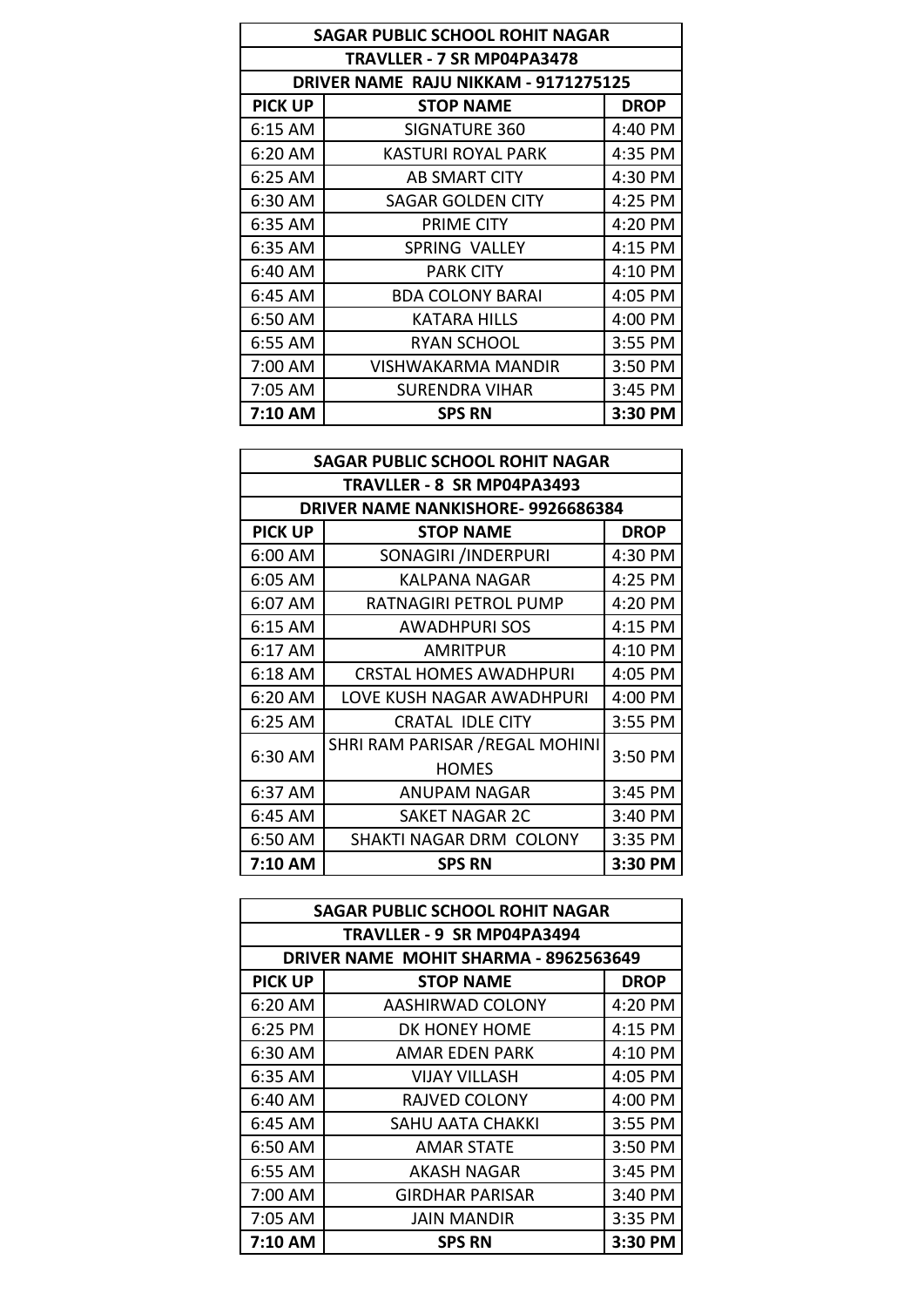| SAGAR PUBLIC SCHOOL ROHIT NAGAR | | |
|---|---|---|
| TRAVLLER - 7 SR MP04PA3478 | | |
| DRIVER NAME RAJU NIKKAM - 9171275125 | | |
| **PICK UP** | **STOP NAME** | **DROP** |
| 6:15 AM | SIGNATURE 360 | 4:40 PM |
| 6:20 AM | KASTURI ROYAL PARK | 4:35 PM |
| 6:25 AM | AB SMART CITY | 4:30 PM |
| 6:30 AM | SAGAR GOLDEN CITY | 4:25 PM |
| 6:35 AM | PRIME CITY | 4:20 PM |
| 6:35 AM | SPRING VALLEY | 4:15 PM |
| 6:40 AM | PARK CITY | 4:10 PM |
| 6:45 AM | BDA COLONY BARAI | 4:05 PM |
| 6:50 AM | KATARA HILLS | 4:00 PM |
| 6:55 AM | RYAN SCHOOL | 3:55 PM |
| 7:00 AM | VISHWAKARMA MANDIR | 3:50 PM |
| 7:05 AM | SURENDRA VIHAR | 3:45 PM |
| **7:10 AM** | **SPS RN** | **3:30 PM** |

| SAGAR PUBLIC SCHOOL ROHIT NAGAR | | |
|---|---|---|
| TRAVLLER - 8 SR MP04PA3493 | | |
| DRIVER NAME NANKISHORE- 9926686384 | | |
| **PICK UP** | **STOP NAME** | **DROP** |
| 6:00 AM | SONAGIRI /INDERPURI | 4:30 PM |
| 6:05 AM | KALPANA NAGAR | 4:25 PM |
| 6:07 AM | RATNAGIRI PETROL PUMP | 4:20 PM |
| 6:15 AM | AWADHPURI SOS | 4:15 PM |
| 6:17 AM | AMRITPUR | 4:10 PM |
| 6:18 AM | CRSTAL HOMES AWADHPURI | 4:05 PM |
| 6:20 AM | LOVE KUSH NAGAR AWADHPURI | 4:00 PM |
| 6:25 AM | CRATAL IDLE CITY | 3:55 PM |
| 6:30 AM | SHRI RAM PARISAR /REGAL MOHINI HOMES | 3:50 PM |
| 6:37 AM | ANUPAM NAGAR | 3:45 PM |
| 6:45 AM | SAKET NAGAR 2C | 3:40 PM |
| 6:50 AM | SHAKTI NAGAR DRM COLONY | 3:35 PM |
| **7:10 AM** | **SPS RN** | **3:30 PM** |

| SAGAR PUBLIC SCHOOL ROHIT NAGAR | | |
|---|---|---|
| TRAVLLER - 9 SR MP04PA3494 | | |
| DRIVER NAME MOHIT SHARMA - 8962563649 | | |
| **PICK UP** | **STOP NAME** | **DROP** |
| 6:20 AM | AASHIRWAD COLONY | 4:20 PM |
| 6:25 PM | DK HONEY HOME | 4:15 PM |
| 6:30 AM | AMAR EDEN PARK | 4:10 PM |
| 6:35 AM | VIJAY VILLASH | 4:05 PM |
| 6:40 AM | RAJVED COLONY | 4:00 PM |
| 6:45 AM | SAHU AATA CHAKKI | 3:55 PM |
| 6:50 AM | AMAR STATE | 3:50 PM |
| 6:55 AM | AKASH NAGAR | 3:45 PM |
| 7:00 AM | GIRDHAR PARISAR | 3:40 PM |
| 7:05 AM | JAIN MANDIR | 3:35 PM |
| **7:10 AM** | **SPS RN** | **3:30 PM** |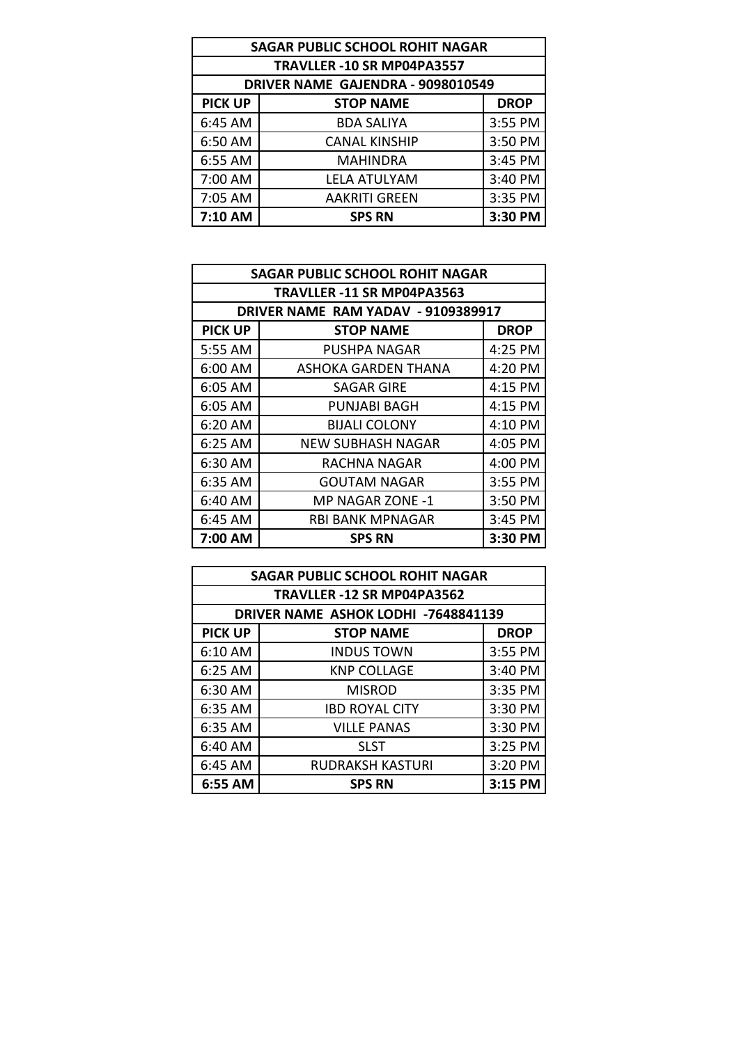| SAGAR PUBLIC SCHOOL ROHIT NAGAR | | |
|---|---|---|
| TRAVLLER -10 SR MP04PA3557 | | |
| DRIVER NAME GAJENDRA - 9098010549 | | |
| **PICK UP** | **STOP NAME** | **DROP** |
| 6:45 AM | BDA SALIYA | 3:55 PM |
| 6:50 AM | CANAL KINSHIP | 3:50 PM |
| 6:55 AM | MAHINDRA | 3:45 PM |
| 7:00 AM | LELA ATULYAM | 3:40 PM |
| 7:05 AM | AAKRITI GREEN | 3:35 PM |
| **7:10 AM** | **SPS RN** | **3:30 PM** |

| SAGAR PUBLIC SCHOOL ROHIT NAGAR | | |
|---|---|---|
| TRAVLLER -11 SR MP04PA3563 | | |
| DRIVER NAME RAM YADAV - 9109389917 | | |
| **PICK UP** | **STOP NAME** | **DROP** |
| 5:55 AM | PUSHPA NAGAR | 4:25 PM |
| 6:00 AM | ASHOKA GARDEN THANA | 4:20 PM |
| 6:05 AM | SAGAR GIRE | 4:15 PM |
| 6:05 AM | PUNJABI BAGH | 4:15 PM |
| 6:20 AM | BIJALI COLONY | 4:10 PM |
| 6:25 AM | NEW SUBHASH NAGAR | 4:05 PM |
| 6:30 AM | RACHNA NAGAR | 4:00 PM |
| 6:35 AM | GOUTAM NAGAR | 3:55 PM |
| 6:40 AM | MP NAGAR ZONE -1 | 3:50 PM |
| 6:45 AM | RBI BANK MPNAGAR | 3:45 PM |
| **7:00 AM** | **SPS RN** | **3:30 PM** |

| SAGAR PUBLIC SCHOOL ROHIT NAGAR | | |
|---|---|---|
| TRAVLLER -12 SR MP04PA3562 | | |
| DRIVER NAME ASHOK LODHI -7648841139 | | |
| **PICK UP** | **STOP NAME** | **DROP** |
| 6:10 AM | INDUS TOWN | 3:55 PM |
| 6:25 AM | KNP COLLAGE | 3:40 PM |
| 6:30 AM | MISROD | 3:35 PM |
| 6:35 AM | IBD ROYAL CITY | 3:30 PM |
| 6:35 AM | VILLE PANAS | 3:30 PM |
| 6:40 AM | SLST | 3:25 PM |
| 6:45 AM | RUDRAKSH KASTURI | 3:20 PM |
| **6:55 AM** | **SPS RN** | **3:15 PM** |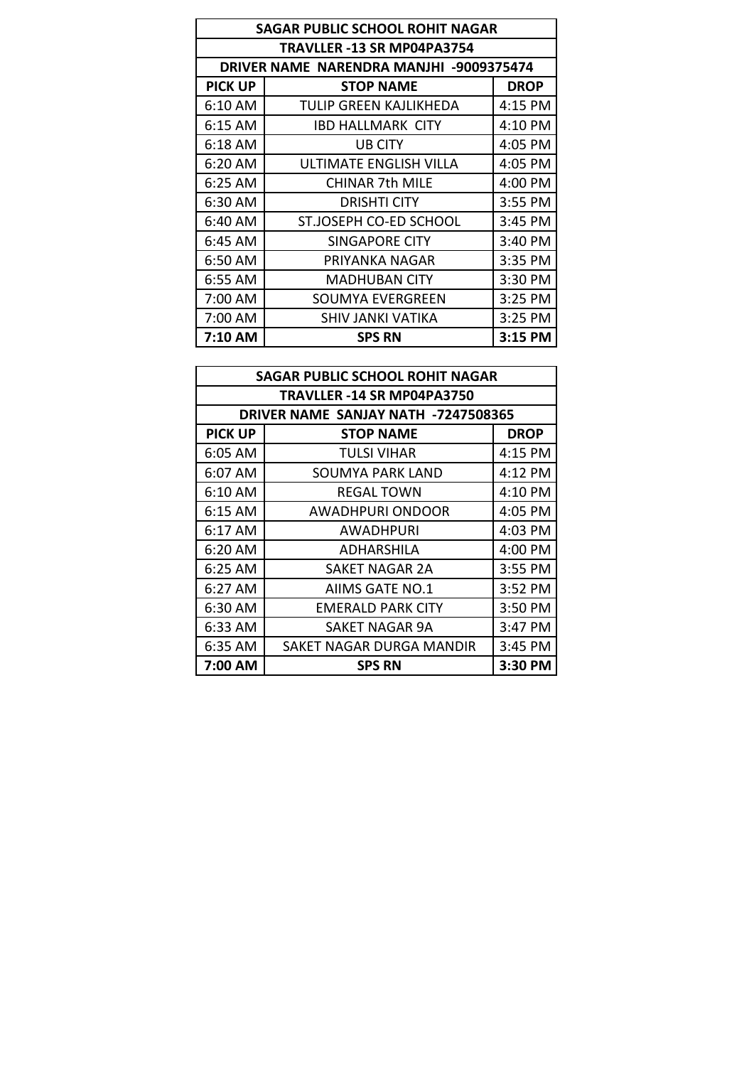| SAGAR PUBLIC SCHOOL ROHIT NAGAR | | |
|---|---|---|
| TRAVLLER -13 SR MP04PA3754 | | |
| DRIVER NAME NARENDRA MANJHI -9009375474 | | |
| **PICK UP** | **STOP NAME** | **DROP** |
| 6:10 AM | TULIP GREEN KAJLIKHEDA | 4:15 PM |
| 6:15 AM | IBD HALLMARK CITY | 4:10 PM |
| 6:18 AM | UB CITY | 4:05 PM |
| 6:20 AM | ULTIMATE ENGLISH VILLA | 4:05 PM |
| 6:25 AM | CHINAR 7th MILE | 4:00 PM |
| 6:30 AM | DRISHTI CITY | 3:55 PM |
| 6:40 AM | ST.JOSEPH CO-ED SCHOOL | 3:45 PM |
| 6:45 AM | SINGAPORE CITY | 3:40 PM |
| 6:50 AM | PRIYANKA NAGAR | 3:35 PM |
| 6:55 AM | MADHUBAN CITY | 3:30 PM |
| 7:00 AM | SOUMYA EVERGREEN | 3:25 PM |
| 7:00 AM | SHIV JANKI VATIKA | 3:25 PM |
| **7:10 AM** | **SPS RN** | **3:15 PM** |

| SAGAR PUBLIC SCHOOL ROHIT NAGAR | | |
|---|---|---|
| TRAVLLER -14 SR MP04PA3750 | | |
| DRIVER NAME SANJAY NATH -7247508365 | | |
| **PICK UP** | **STOP NAME** | **DROP** |
| 6:05 AM | TULSI VIHAR | 4:15 PM |
| 6:07 AM | SOUMYA PARK LAND | 4:12 PM |
| 6:10 AM | REGAL TOWN | 4:10 PM |
| 6:15 AM | AWADHPURI ONDOOR | 4:05 PM |
| 6:17 AM | AWADHPURI | 4:03 PM |
| 6:20 AM | ADHARSHILA | 4:00 PM |
| 6:25 AM | SAKET NAGAR 2A | 3:55 PM |
| 6:27 AM | AIIMS GATE NO.1 | 3:52 PM |
| 6:30 AM | EMERALD PARK CITY | 3:50 PM |
| 6:33 AM | SAKET NAGAR 9A | 3:47 PM |
| 6:35 AM | SAKET NAGAR DURGA MANDIR | 3:45 PM |
| **7:00 AM** | **SPS RN** | **3:30 PM** |